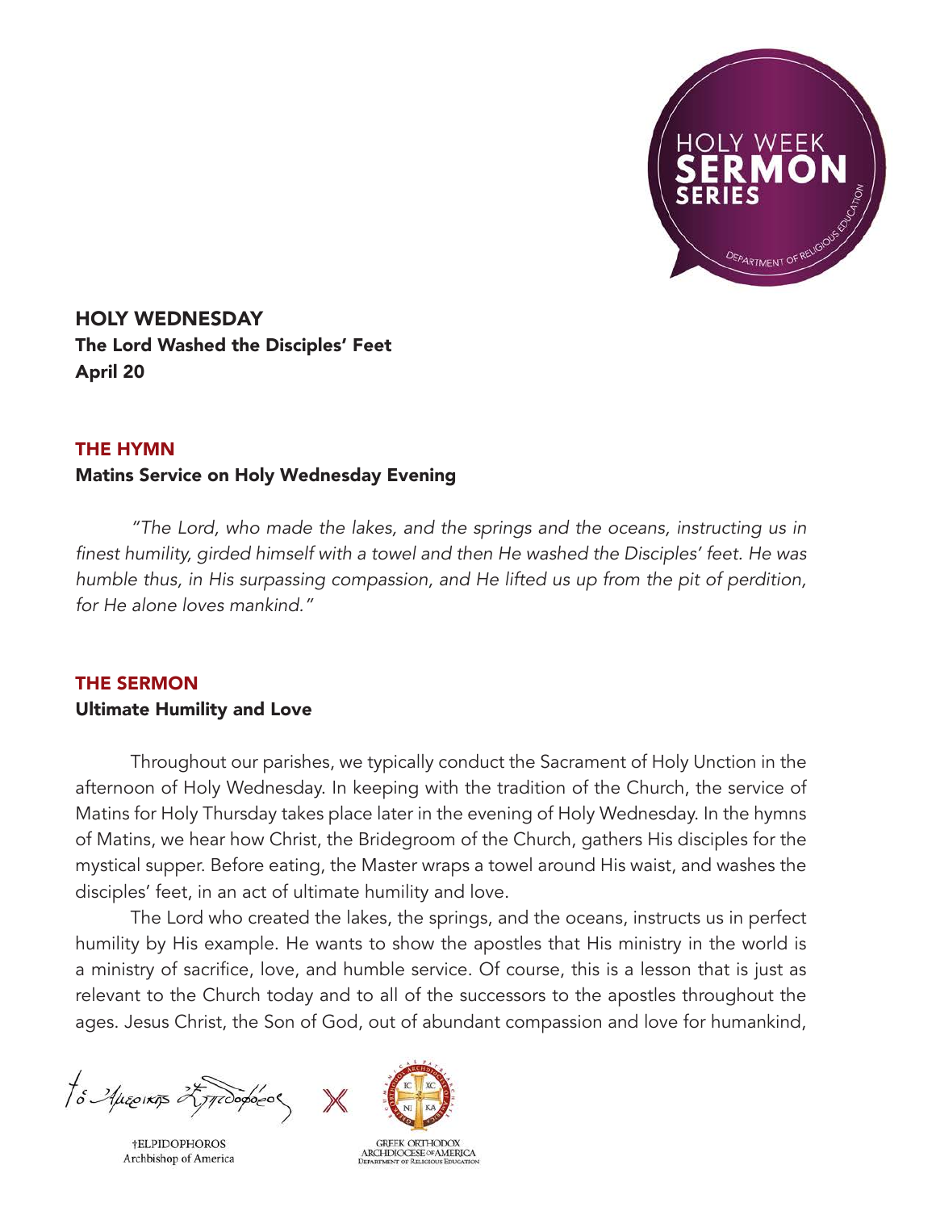# HOLY WEDNESDAY

**The Lord Washed the Disciples' Feet**
**April 20**

## THE HYMN

**Matins Service on Holy Wednesday Evening**

*"The Lord, who made the lakes, and the springs and the oceans, instructing us in finest humility, girded himself with a towel and then He washed the Disciples' feet. He was humble thus, in His surpassing compassion, and He lifted us up from the pit of perdition, for He alone loves mankind."*

## THE SERMON

**Ultimate Humility and Love**

Throughout our parishes, we typically conduct the Sacrament of Holy Unction in the afternoon of Holy Wednesday. In keeping with the tradition of the Church, the service of Matins for Holy Thursday takes place later in the evening of Holy Wednesday. In the hymns of Matins, we hear how Christ, the Bridegroom of the Church, gathers His disciples for the mystical supper. Before eating, the Master wraps a towel around His waist, and washes the disciples' feet, in an act of ultimate humility and love.

The Lord who created the lakes, the springs, and the oceans, instructs us in perfect humility by His example. He wants to show the apostles that His ministry in the world is a ministry of sacrifice, love, and humble service. Of course, this is a lesson that is just as relevant to the Church today and to all of the successors to the apostles throughout the ages. Jesus Christ, the Son of God, out of abundant compassion and love for humankind,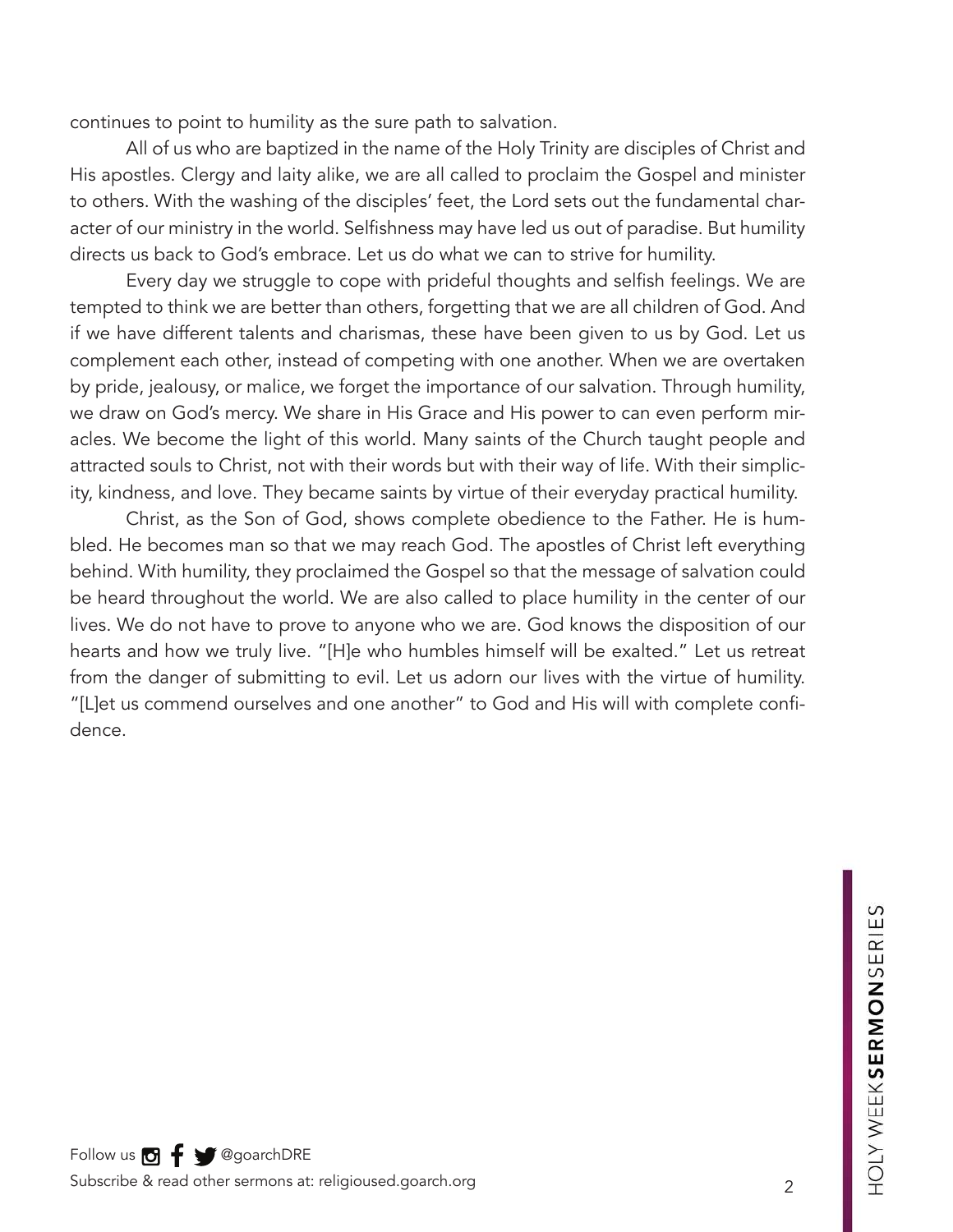continues to point to humility as the sure path to salvation.

All of us who are baptized in the name of the Holy Trinity are disciples of Christ and His apostles. Clergy and laity alike, we are all called to proclaim the Gospel and minister to others. With the washing of the disciples' feet, the Lord sets out the fundamental character of our ministry in the world. Selfishness may have led us out of paradise. But humility directs us back to God's embrace. Let us do what we can to strive for humility.

Every day we struggle to cope with prideful thoughts and selfish feelings. We are tempted to think we are better than others, forgetting that we are all children of God. And if we have different talents and charismas, these have been given to us by God. Let us complement each other, instead of competing with one another. When we are overtaken by pride, jealousy, or malice, we forget the importance of our salvation. Through humility, we draw on God's mercy. We share in His Grace and His power to can even perform miracles. We become the light of this world. Many saints of the Church taught people and attracted souls to Christ, not with their words but with their way of life. With their simplicity, kindness, and love. They became saints by virtue of their everyday practical humility.

Christ, as the Son of God, shows complete obedience to the Father. He is humbled. He becomes man so that we may reach God. The apostles of Christ left everything behind. With humility, they proclaimed the Gospel so that the message of salvation could be heard throughout the world. We are also called to place humility in the center of our lives. We do not have to prove to anyone who we are. God knows the disposition of our hearts and how we truly live. "[H]e who humbles himself will be exalted." Let us retreat from the danger of submitting to evil. Let us adorn our lives with the virtue of humility. "[L]et us commend ourselves and one another" to God and His will with complete confidence.

Follow us @goarchDRE

Subscribe & read other sermons at: religioused.goarch.org